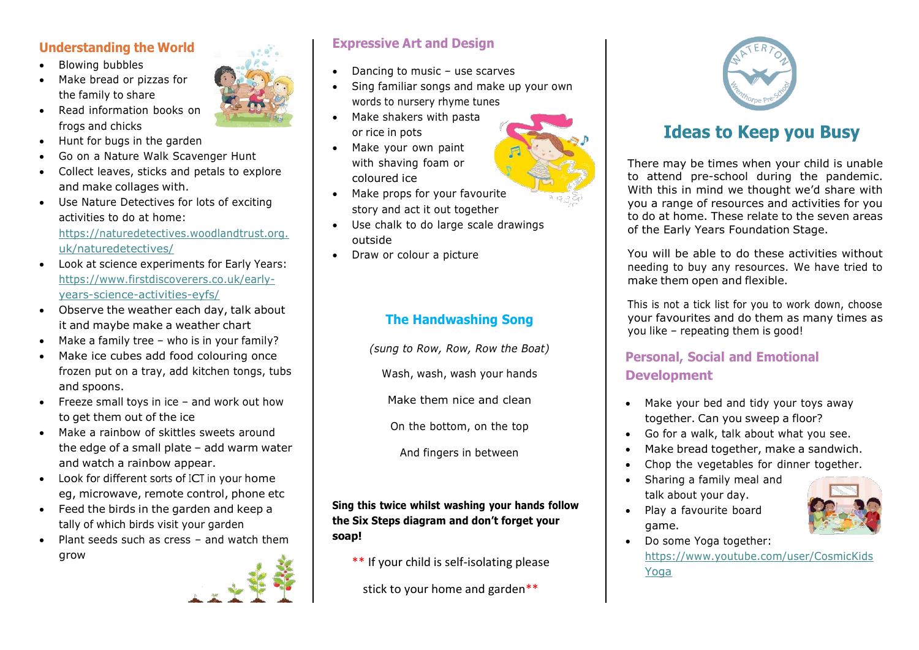## Understanding the World

- Blowing bubbles
- Make bread or pizzas for the family to share
- Read information books on frogs and chicks
- Hunt for bugs in the garden
- Go on a Nature Walk Scavenger Hunt
- Collect leaves, sticks and petals to explore and make collages with.
- Use Nature Detectives for lots of exciting activities to do at home: https://naturedetectives.woodlandtrust.org.uk/naturedetectives/
- Look at science experiments for Early Years: https://www.firstdiscoverers.co.uk/early-years-science-activities-eyfs/
- Observe the weather each day, talk about it and maybe make a weather chart
- Make a family tree – who is in your family?
- Make ice cubes add food colouring once frozen put on a tray, add kitchen tongs, tubs and spoons.
- Freeze small toys in ice – and work out how to get them out of the ice
- Make a rainbow of skittles sweets around the edge of a small plate – add warm water and watch a rainbow appear.
- Look for different sorts of ICT in your home eg, microwave, remote control, phone etc
- Feed the birds in the garden and keep a tally of which birds visit your garden
- Plant seeds such as cress – and watch them grow

## Expressive Art and Design

- Dancing to music – use scarves
- Sing familiar songs and make up your own words to nursery rhyme tunes
- Make shakers with pasta or rice in pots
- Make your own paint with shaving foam or coloured ice
- Make props for your favourite story and act it out together
- Use chalk to do large scale drawings outside
- Draw or colour a picture

## The Handwashing Song

*(sung to Row, Row, Row the Boat)*

Wash, wash, wash your hands

Make them nice and clean

On the bottom, on the top

And fingers in between

**Sing this twice whilst washing your hands follow the Six Steps diagram and don't forget your soap!**

** If your child is self-isolating please stick to your home and garden**

WATERTON Wrenthorpe Pre-School

# Ideas to Keep you Busy

There may be times when your child is unable to attend pre-school during the pandemic. With this in mind we thought we'd share with you a range of resources and activities for you to do at home. These relate to the seven areas of the Early Years Foundation Stage.

You will be able to do these activities without needing to buy any resources. We have tried to make them open and flexible.

This is not a tick list for you to work down, choose your favourites and do them as many times as you like – repeating them is good!

## Personal, Social and Emotional Development

- Make your bed and tidy your toys away together. Can you sweep a floor?
- Go for a walk, talk about what you see.
- Make bread together, make a sandwich.
- Chop the vegetables for dinner together.
- Sharing a family meal and talk about your day.
- Play a favourite board game.
- Do some Yoga together: https://www.youtube.com/user/CosmicKidsYoga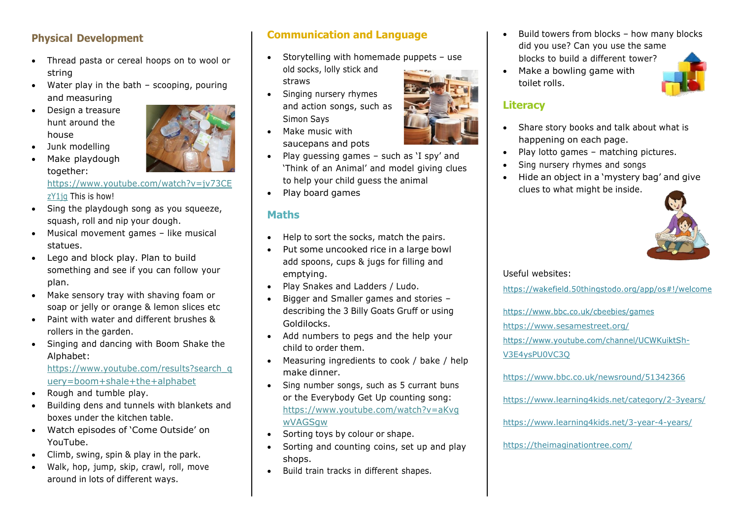## Physical Development

- Thread pasta or cereal hoops on to wool or string
- Water play in the bath – scooping, pouring and measuring
- Design a treasure hunt around the house
- Junk modelling
- Make playdough together: https://www.youtube.com/watch?v=jv73CEzY1jg This is how!
- Sing the playdough song as you squeeze, squash, roll and nip your dough.
- Musical movement games – like musical statues.
- Lego and block play. Plan to build something and see if you can follow your plan.
- Make sensory tray with shaving foam or soap or jelly or orange & lemon slices etc
- Paint with water and different brushes & rollers in the garden.
- Singing and dancing with Boom Shake the Alphabet: https://www.youtube.com/results?search_query=boom+shale+the+alphabet
- Rough and tumble play.
- Building dens and tunnels with blankets and boxes under the kitchen table.
- Watch episodes of 'Come Outside' on YouTube.
- Climb, swing, spin & play in the park.
- Walk, hop, jump, skip, crawl, roll, move around in lots of different ways.

## Communication and Language

- Storytelling with homemade puppets – use old socks, lolly stick and straws
- Singing nursery rhymes and action songs, such as Simon Says
- Make music with saucepans and pots
- Play guessing games – such as 'I spy' and 'Think of an Animal' and model giving clues to help your child guess the animal
- Play board games

## Maths

- Help to sort the socks, match the pairs.
- Put some uncooked rice in a large bowl add spoons, cups & jugs for filling and emptying.
- Play Snakes and Ladders / Ludo.
- Bigger and Smaller games and stories – describing the 3 Billy Goats Gruff or using Goldilocks.
- Add numbers to pegs and the help your child to order them.
- Measuring ingredients to cook / bake / help make dinner.
- Sing number songs, such as 5 currant buns or the Everybody Get Up counting song: https://www.youtube.com/watch?v=aKvgwVAGSgw
- Sorting toys by colour or shape.
- Sorting and counting coins, set up and play shops.
- Build train tracks in different shapes.
- Build towers from blocks – how many blocks did you use? Can you use the same blocks to build a different tower?
- Make a bowling game with toilet rolls.

## Literacy

- Share story books and talk about what is happening on each page.
- Play lotto games – matching pictures.
- Sing nursery rhymes and songs
- Hide an object in a 'mystery bag' and give clues to what might be inside.

Useful websites:

https://wakefield.50thingstodo.org/app/os#!/welcome

https://www.bbc.co.uk/cbeebies/games

https://www.sesamestreet.org/

https://www.youtube.com/channel/UCWKuiktSh-V3E4ysPU0VC3Q

https://www.bbc.co.uk/newsround/51342366

https://www.learning4kids.net/category/2-3years/

https://www.learning4kids.net/3-year-4-years/

https://theimaginationtree.com/